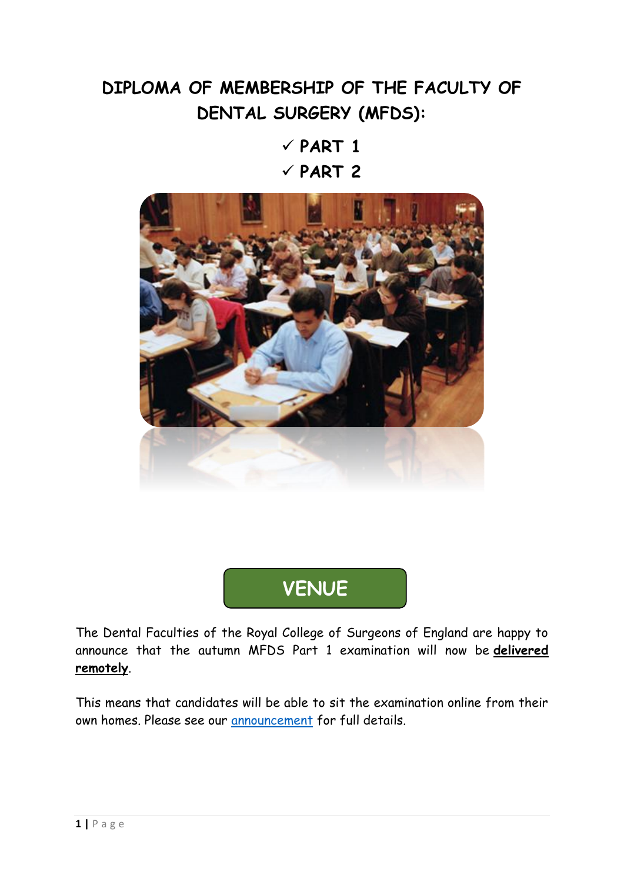# DIPLOMA OF MEMBERSHIP OF THE FACULTY OF DENTAL SURGERY (MFDS):

- ✓ PART 1
- ✓ PART 2

## VENUE

The Dental Faculties of the Royal College of Surgeons of England are happy to announce that the autumn MFDS Part 1 examination will now be **delivered remotely**.

This means that candidates will be able to sit the examination online from their own homes. Please see our announcement for full details.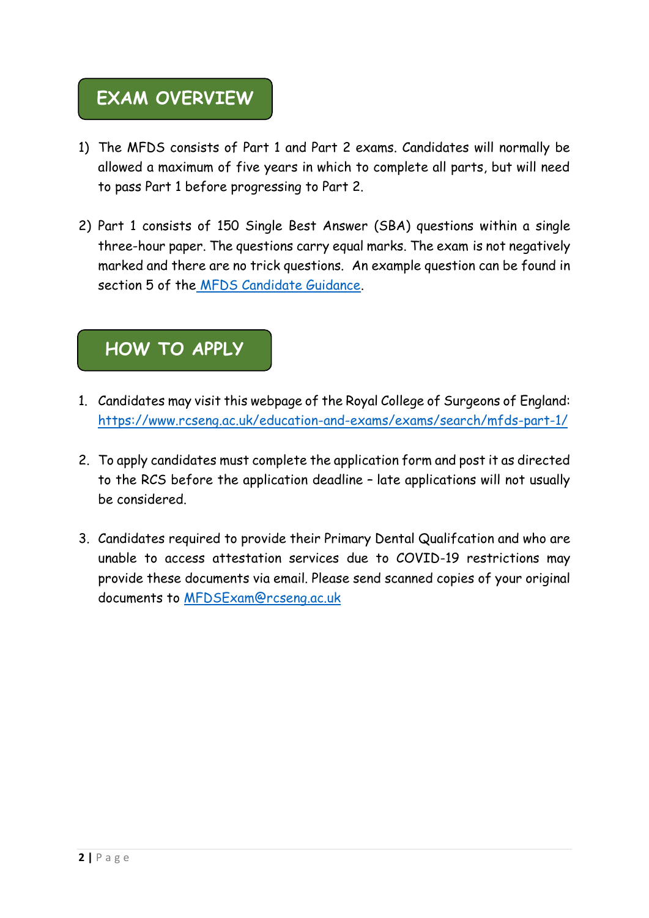## EXAM OVERVIEW

1) The MFDS consists of Part 1 and Part 2 exams. Candidates will normally be allowed a maximum of five years in which to complete all parts, but will need to pass Part 1 before progressing to Part 2.

2) Part 1 consists of 150 Single Best Answer (SBA) questions within a single three-hour paper. The questions carry equal marks. The exam is not negatively marked and there are no trick questions. An example question can be found in section 5 of the MFDS Candidate Guidance.

## HOW TO APPLY

1. Candidates may visit this webpage of the Royal College of Surgeons of England: https://www.rcseng.ac.uk/education-and-exams/exams/search/mfds-part-1/

2. To apply candidates must complete the application form and post it as directed to the RCS before the application deadline – late applications will not usually be considered.

3. Candidates required to provide their Primary Dental Qualifcation and who are unable to access attestation services due to COVID-19 restrictions may provide these documents via email. Please send scanned copies of your original documents to MFDSExam@rcseng.ac.uk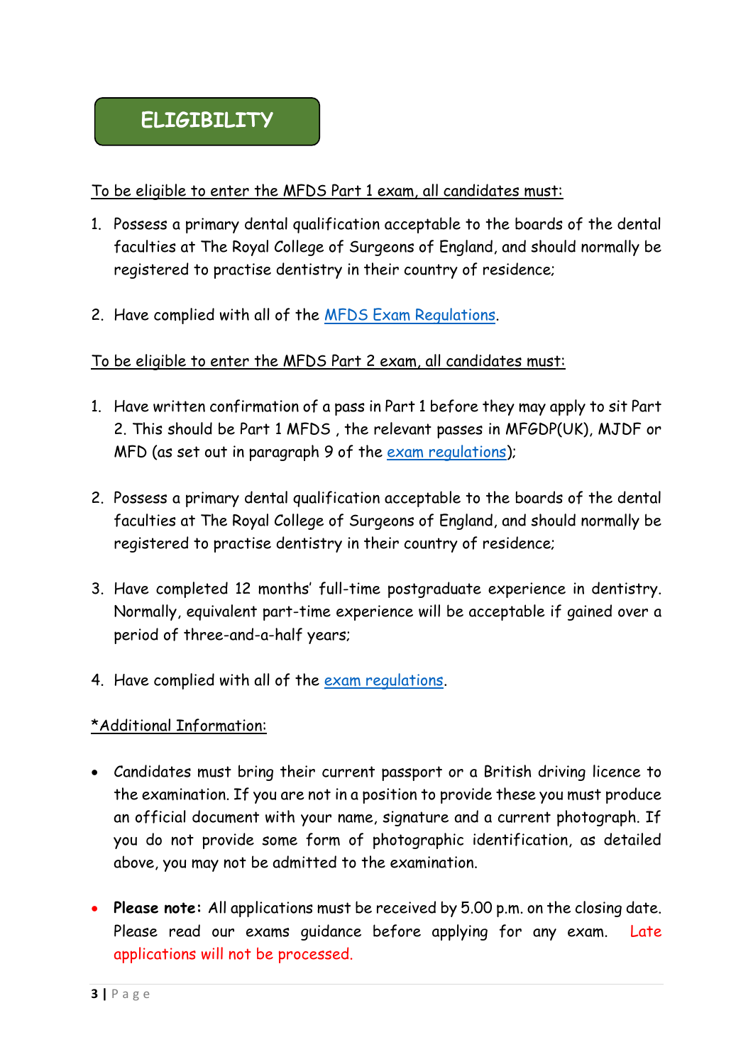# ELIGIBILITY

To be eligible to enter the MFDS Part 1 exam, all candidates must:

1. Possess a primary dental qualification acceptable to the boards of the dental faculties at The Royal College of Surgeons of England, and should normally be registered to practise dentistry in their country of residence;

2. Have complied with all of the MFDS Exam Regulations.

To be eligible to enter the MFDS Part 2 exam, all candidates must:

1. Have written confirmation of a pass in Part 1 before they may apply to sit Part 2. This should be Part 1 MFDS , the relevant passes in MFGDP(UK), MJDF or MFD (as set out in paragraph 9 of the exam regulations);

2. Possess a primary dental qualification acceptable to the boards of the dental faculties at The Royal College of Surgeons of England, and should normally be registered to practise dentistry in their country of residence;

3. Have completed 12 months' full-time postgraduate experience in dentistry. Normally, equivalent part-time experience will be acceptable if gained over a period of three-and-a-half years;

4. Have complied with all of the exam regulations.

*Additional Information:

- Candidates must bring their current passport or a British driving licence to the examination. If you are not in a position to provide these you must produce an official document with your name, signature and a current photograph. If you do not provide some form of photographic identification, as detailed above, you may not be admitted to the examination.

- **Please note:** All applications must be received by 5.00 p.m. on the closing date. Please read our exams guidance before applying for any exam. Late applications will not be processed.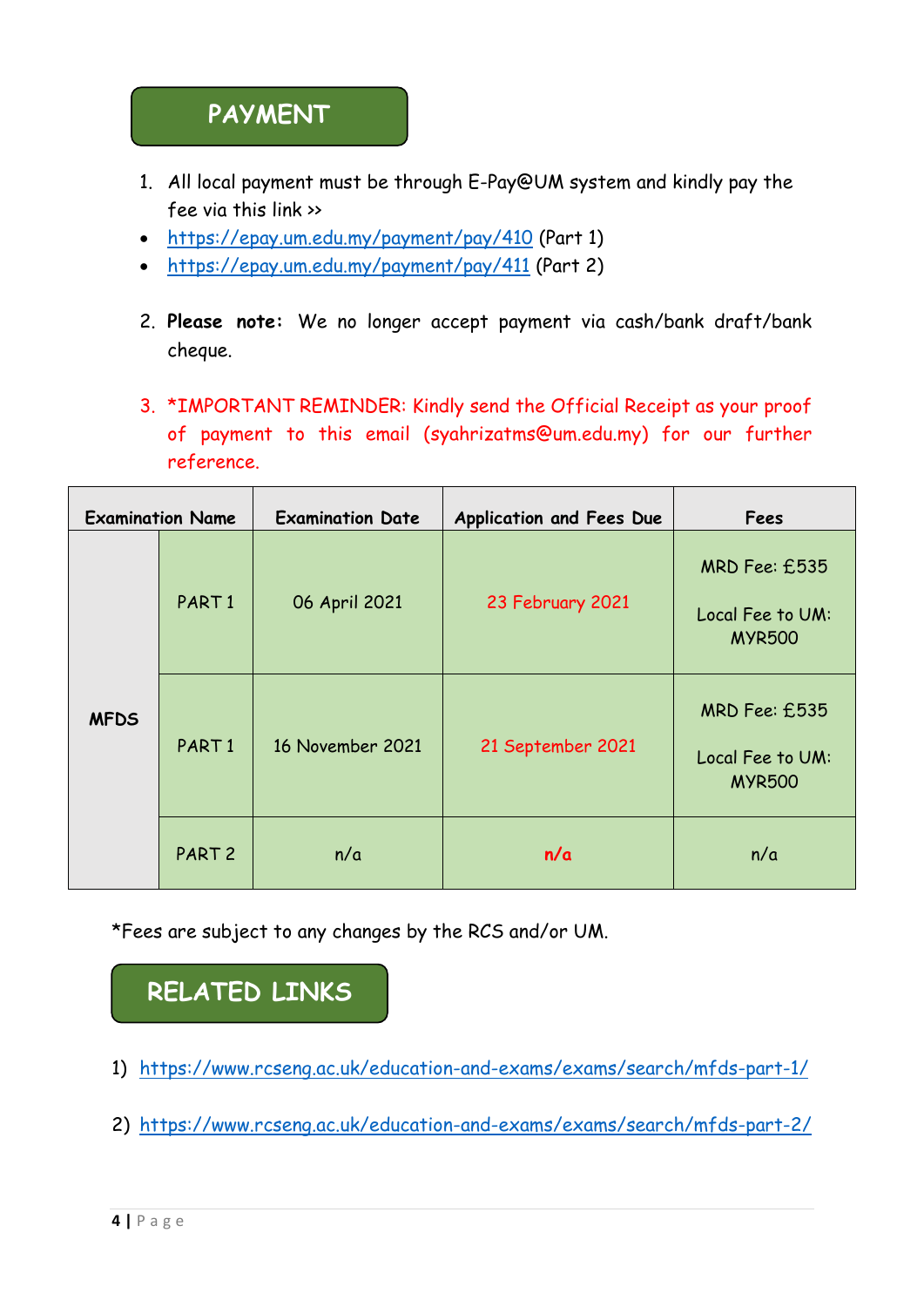## PAYMENT

1. All local payment must be through E-Pay@UM system and kindly pay the fee via this link >>

- https://epay.um.edu.my/payment/pay/410 (Part 1)
- https://epay.um.edu.my/payment/pay/411 (Part 2)

2. **Please note:** We no longer accept payment via cash/bank draft/bank cheque.

3. *IMPORTANT REMINDER: Kindly send the Official Receipt as your proof of payment to this email (syahrizatms@um.edu.my) for our further reference.

| Examination Name | | Examination Date | Application and Fees Due | Fees |
|---|---|---|---|---|
| **MFDS** | PART 1 | 06 April 2021 | 23 February 2021 | MRD Fee: £535<br><br>Local Fee to UM: MYR500 |
| | PART 1 | 16 November 2021 | 21 September 2021 | MRD Fee: £535<br><br>Local Fee to UM: MYR500 |
| | PART 2 | n/a | **n/a** | n/a |

*Fees are subject to any changes by the RCS and/or UM.

## RELATED LINKS

1) https://www.rcseng.ac.uk/education-and-exams/exams/search/mfds-part-1/

2) https://www.rcseng.ac.uk/education-and-exams/exams/search/mfds-part-2/